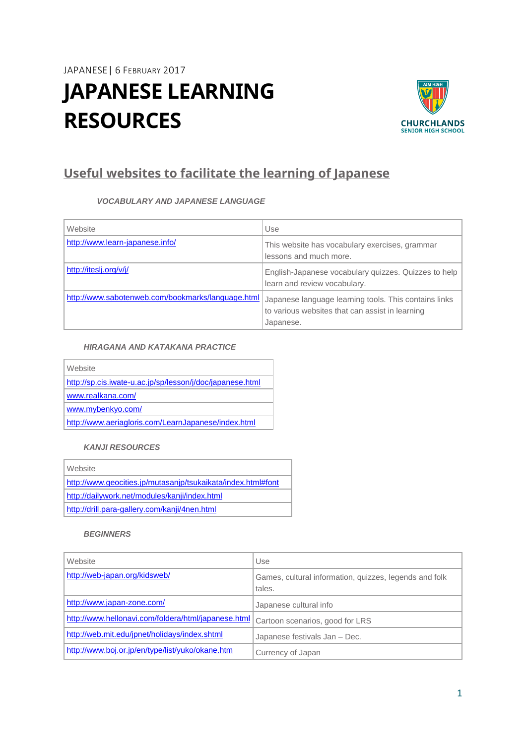JAPANESE | 6 FEBRUARY 2017

# JAPANESE LEARNING RESOURCES

CHURCHLANDS SENIOR HIGH SCHOOL

## Useful websites to facilitate the learning of Japanese

***VOCABULARY AND JAPANESE LANGUAGE***

| Website | Use |
|---|---|
| http://www.learn-japanese.info/ | This website has vocabulary exercises, grammar lessons and much more. |
| http://iteslj.org/v/j/ | English-Japanese vocabulary quizzes. Quizzes to help learn and review vocabulary. |
| http://www.sabotenweb.com/bookmarks/language.html | Japanese language learning tools. This contains links to various websites that can assist in learning Japanese. |

***HIRAGANA AND KATAKANA PRACTICE***

| Website |
|---|
| http://sp.cis.iwate-u.ac.jp/sp/lesson/j/doc/japanese.html |
| www.realkana.com/ |
| www.mybenkyo.com/ |
| http://www.aeriagloris.com/LearnJapanese/index.html |

***KANJI RESOURCES***

| Website |
|---|
| http://www.geocities.jp/mutasanjp/tsukaikata/index.html#font |
| http://dailywork.net/modules/kanji/index.html |
| http://drill.para-gallery.com/kanji/4nen.html |

***BEGINNERS***

| Website | Use |
|---|---|
| http://web-japan.org/kidsweb/ | Games, cultural information, quizzes, legends and folk tales. |
| http://www.japan-zone.com/ | Japanese cultural info |
| http://www.hellonavi.com/foldera/html/japanese.html | Cartoon scenarios, good for LRS |
| http://web.mit.edu/jpnet/holidays/index.shtml | Japanese festivals Jan – Dec. |
| http://www.boj.or.jp/en/type/list/yuko/okane.htm | Currency of Japan |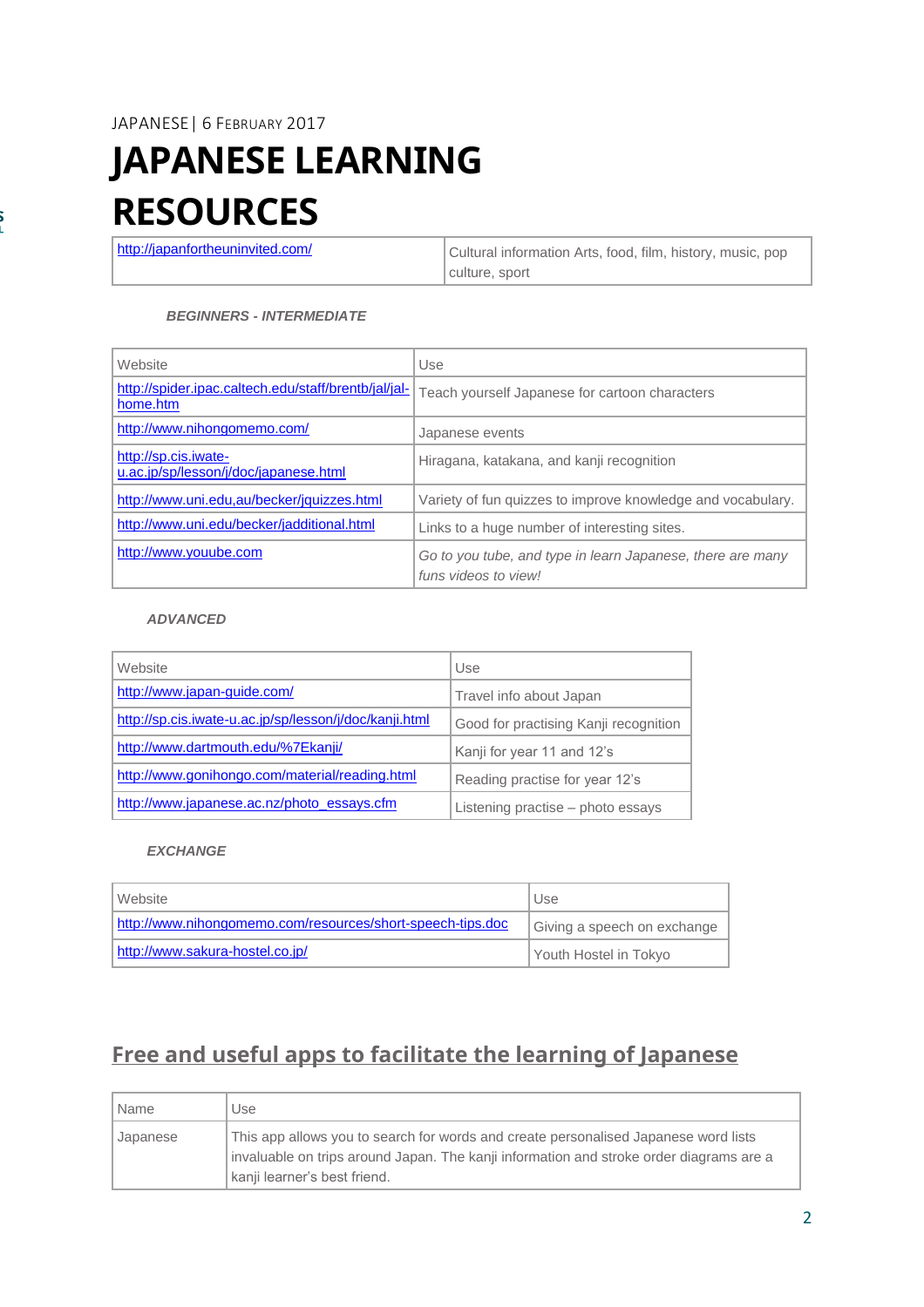JAPANESE | 6 FEBRUARY 2017

# JAPANESE LEARNING RESOURCES

| | |
|---|---|
| http://japanfortheuninvited.com/ | Cultural information Arts, food, film, history, music, pop culture, sport |

***BEGINNERS - INTERMEDIATE***

| Website | Use |
|---|---|
| http://spider.ipac.caltech.edu/staff/brentb/jal/jal-home.htm | Teach yourself Japanese for cartoon characters |
| http://www.nihongomemo.com/ | Japanese events |
| http://sp.cis.iwate-u.ac.jp/sp/lesson/j/doc/japanese.html | Hiragana, katakana, and kanji recognition |
| http://www.uni.edu,au/becker/jquizzes.html | Variety of fun quizzes to improve knowledge and vocabulary. |
| http://www.uni.edu/becker/jadditional.html | Links to a huge number of interesting sites. |
| http://www.youube.com | *Go to you tube, and type in learn Japanese, there are many funs videos to view!* |

***ADVANCED***

| Website | Use |
|---|---|
| http://www.japan-guide.com/ | Travel info about Japan |
| http://sp.cis.iwate-u.ac.jp/sp/lesson/j/doc/kanji.html | Good for practising Kanji recognition |
| http://www.dartmouth.edu/%7Ekanji/ | Kanji for year 11 and 12's |
| http://www.gonihongo.com/material/reading.html | Reading practise for year 12's |
| http://www.japanese.ac.nz/photo_essays.cfm | Listening practise – photo essays |

***EXCHANGE***

| Website | Use |
|---|---|
| http://www.nihongomemo.com/resources/short-speech-tips.doc | Giving a speech on exchange |
| http://www.sakura-hostel.co.jp/ | Youth Hostel in Tokyo |

## Free and useful apps to facilitate the learning of Japanese

| Name | Use |
|---|---|
| Japanese | This app allows you to search for words and create personalised Japanese word lists invaluable on trips around Japan. The kanji information and stroke order diagrams are a kanji learner's best friend. |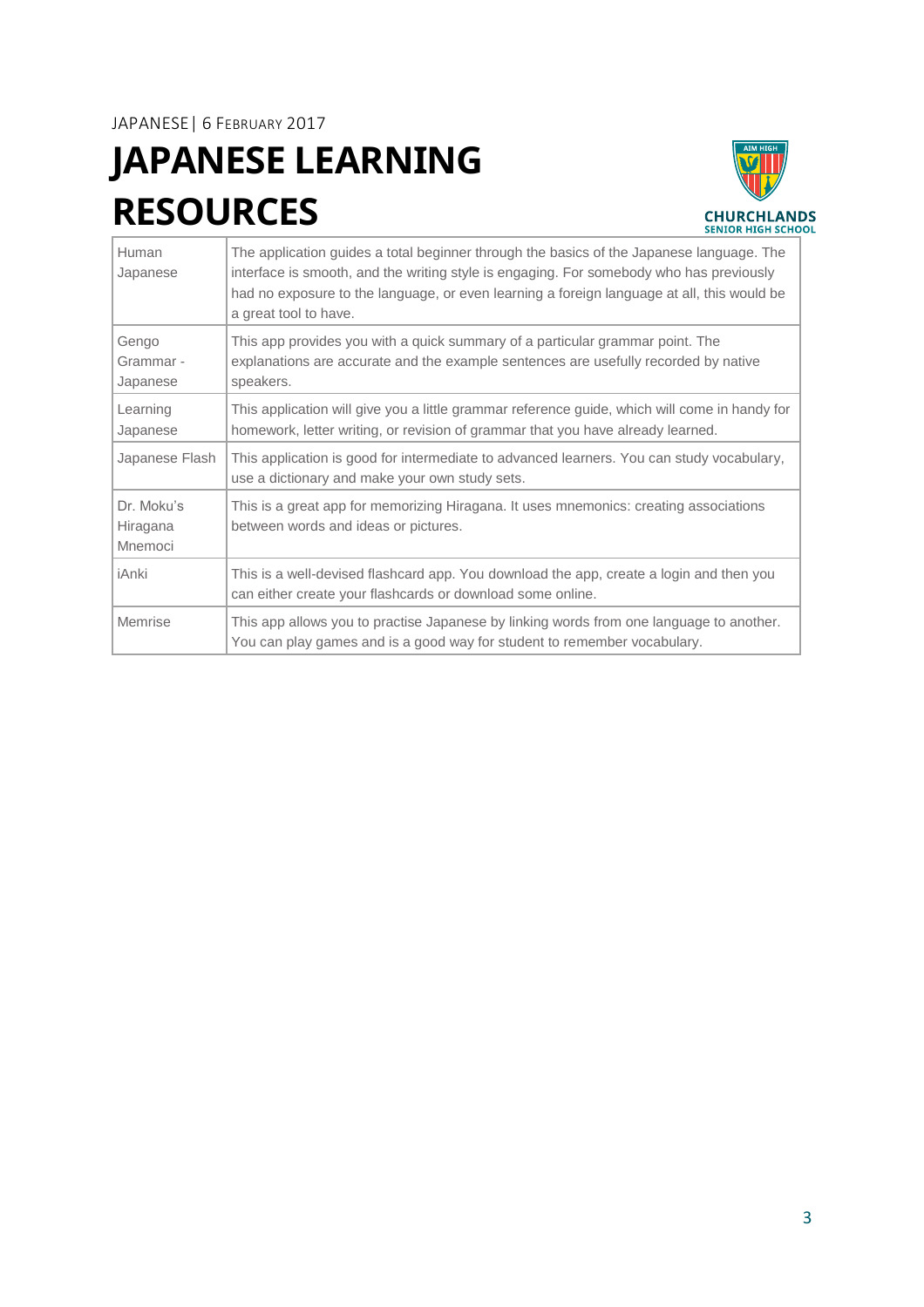JAPANESE | 6 FEBRUARY 2017

# JAPANESE LEARNING RESOURCES

| | |
|---|---|
| Human Japanese | The application guides a total beginner through the basics of the Japanese language. The interface is smooth, and the writing style is engaging. For somebody who has previously had no exposure to the language, or even learning a foreign language at all, this would be a great tool to have. |
| Gengo Grammar - Japanese | This app provides you with a quick summary of a particular grammar point. The explanations are accurate and the example sentences are usefully recorded by native speakers. |
| Learning Japanese | This application will give you a little grammar reference guide, which will come in handy for homework, letter writing, or revision of grammar that you have already learned. |
| Japanese Flash | This application is good for intermediate to advanced learners. You can study vocabulary, use a dictionary and make your own study sets. |
| Dr. Moku's Hiragana Mnemoci | This is a great app for memorizing Hiragana. It uses mnemonics: creating associations between words and ideas or pictures. |
| iAnki | This is a well-devised flashcard app. You download the app, create a login and then you can either create your flashcards or download some online. |
| Memrise | This app allows you to practise Japanese by linking words from one language to another. You can play games and is a good way for student to remember vocabulary. |